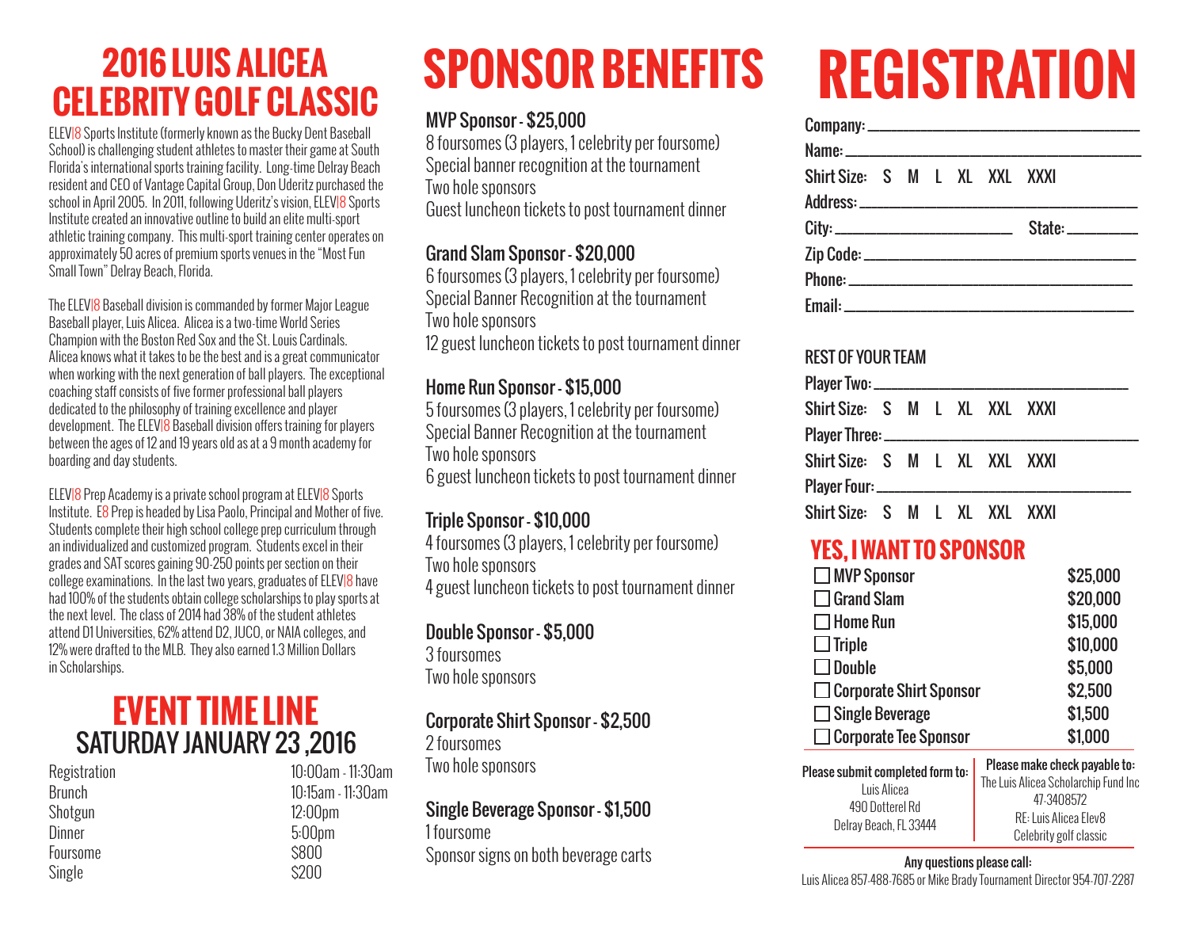# 2016 LUIS ALICEA CELEBRITY GOLF CLASSIC

ELEV|8 Sports Institute (formerly known as the Bucky Dent Baseball School) is challenging student athletes to master their game at South Florida's international sports training facility. Long-time Delray Beach resident and CEO of Vantage Capital Group, Don Uderitz purchased the school in April 2005. In 2011, following Uderitz's vision, ELEV|8 Sports Institute created an innovative outline to build an elite multi-sport athletic training company. This multi-sport training center operates on approximately 50 acres of premium sports venues in the "Most Fun Small Town" Delray Beach, Florida.

The ELEV|8 Baseball division is commanded by former Major League Baseball player, Luis Alicea. Alicea is a two-time World Series Champion with the Boston Red Sox and the St. Louis Cardinals. Alicea knows what it takes to be the best and is a great communicator when working with the next generation of ball players. The exceptional coaching staff consists of five former professional ball players dedicated to the philosophy of training excellence and player development. The ELEV|8 Baseball division offers training for players between the ages of 12 and 19 years old as at a 9 month academy for boarding and day students.

ELEV|8 Prep Academy is a private school program at ELEV|8 Sports Institute. E8 Prep is headed by Lisa Paolo, Principal and Mother of five. Students complete their high school college prep curriculum through an individualized and customized program. Students excel in their grades and SAT scores gaining 90-250 points per section on their college examinations. In the last two years, graduates of ELEV|8 have had 100% of the students obtain college scholarships to play sports at the next level. The class of 2014 had 38% of the student athletes attend D1 Universities, 62% attend D2, JUCO, or NAIA colleges, and 12% were drafted to the MLB. They also earned 1.3 Million Dollars in Scholarships.

## EVENT TIME LINE
### SATURDAY JANUARY 23 ,2016

| | |
|---|---|
| Registration | 10:00am - 11:30am |
| Brunch | 10:15am - 11:30am |
| Shotgun | 12:00pm |
| Dinner | 5:00pm |
| Foursome | $800 |
| Single | $200 |

# SPONSOR BENEFITS

**MVP Sponsor - $25,000**
8 foursomes (3 players, 1 celebrity per foursome)
Special banner recognition at the tournament
Two hole sponsors
Guest luncheon tickets to post tournament dinner

**Grand Slam Sponsor - $20,000**
6 foursomes (3 players, 1 celebrity per foursome)
Special Banner Recognition at the tournament
Two hole sponsors
12 guest luncheon tickets to post tournament dinner

**Home Run Sponsor - $15,000**
5 foursomes (3 players, 1 celebrity per foursome)
Special Banner Recognition at the tournament
Two hole sponsors
6 guest luncheon tickets to post tournament dinner

**Triple Sponsor - $10,000**
4 foursomes (3 players, 1 celebrity per foursome)
Two hole sponsors
4 guest luncheon tickets to post tournament dinner

**Double Sponsor - $5,000**
3 foursomes
Two hole sponsors

**Corporate Shirt Sponsor - $2,500**
2 foursomes
Two hole sponsors

**Single Beverage Sponsor - $1,500**
1 foursome
Sponsor signs on both beverage carts

# REGISTRATION

Company: ______________________
Name: ______________________
Shirt Size: S M L XL XXL XXXl
Address: ______________________
City: ______________ State: ________
Zip Code: ______________________
Phone: ______________________
Email: ______________________

**REST OF YOUR TEAM**

Player Two: ______________________
Shirt Size: S M L XL XXL XXXl
Player Three: ______________________
Shirt Size: S M L XL XXL XXXl
Player Four: ______________________
Shirt Size: S M L XL XXL XXXl

## YES, I WANT TO SPONSOR

| | |
|---|---|
| ☐ MVP Sponsor | $25,000 |
| ☐ Grand Slam | $20,000 |
| ☐ Home Run | $15,000 |
| ☐ Triple | $10,000 |
| ☐ Double | $5,000 |
| ☐ Corporate Shirt Sponsor | $2,500 |
| ☐ Single Beverage | $1,500 |
| ☐ Corporate Tee Sponsor | $1,000 |

**Please submit completed form to:**
Luis Alicea
490 Dotterel Rd
Delray Beach, FL 33444

**Please make check payable to:**
The Luis Alicea Scholarchip Fund Inc
47-3408572
RE: Luis Alicea Elev8
Celebrity golf classic

**Any questions please call:**
Luis Alicea 857-488-7685 or Mike Brady Tournament Director 954-707-2287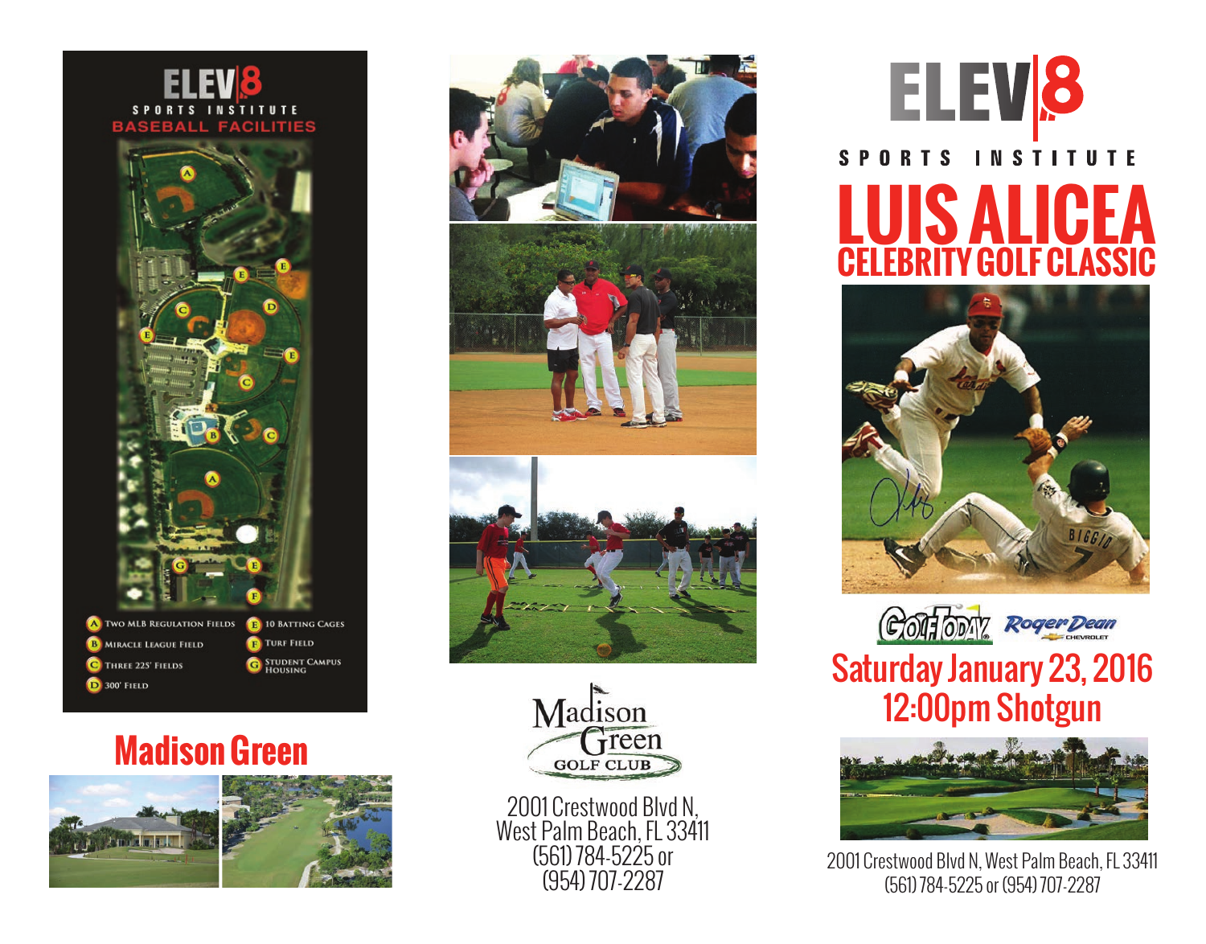ELEV|8
SPORTS INSTITUTE
BASEBALL FACILITIES

A TWO MLB REGULATION FIELDS
B MIRACLE LEAGUE FIELD
C THREE 225' FIELDS
D 300' FIELD
E 10 BATTING CAGES
F TURF FIELD
G STUDENT CAMPUS HOUSING

## Madison Green

Madison Green GOLF CLUB

2001 Crestwood Blvd N,
West Palm Beach, FL 33411
(561) 784-5225 or
(954) 707-2287

ELEV|8
SPORTS INSTITUTE

# LUIS ALICEA
## CELEBRITY GOLF CLASSIC

GolfToday Roger Dean Chevrolet

## Saturday January 23, 2016
## 12:00pm Shotgun

2001 Crestwood Blvd N, West Palm Beach, FL 33411
(561) 784-5225 or (954) 707-2287